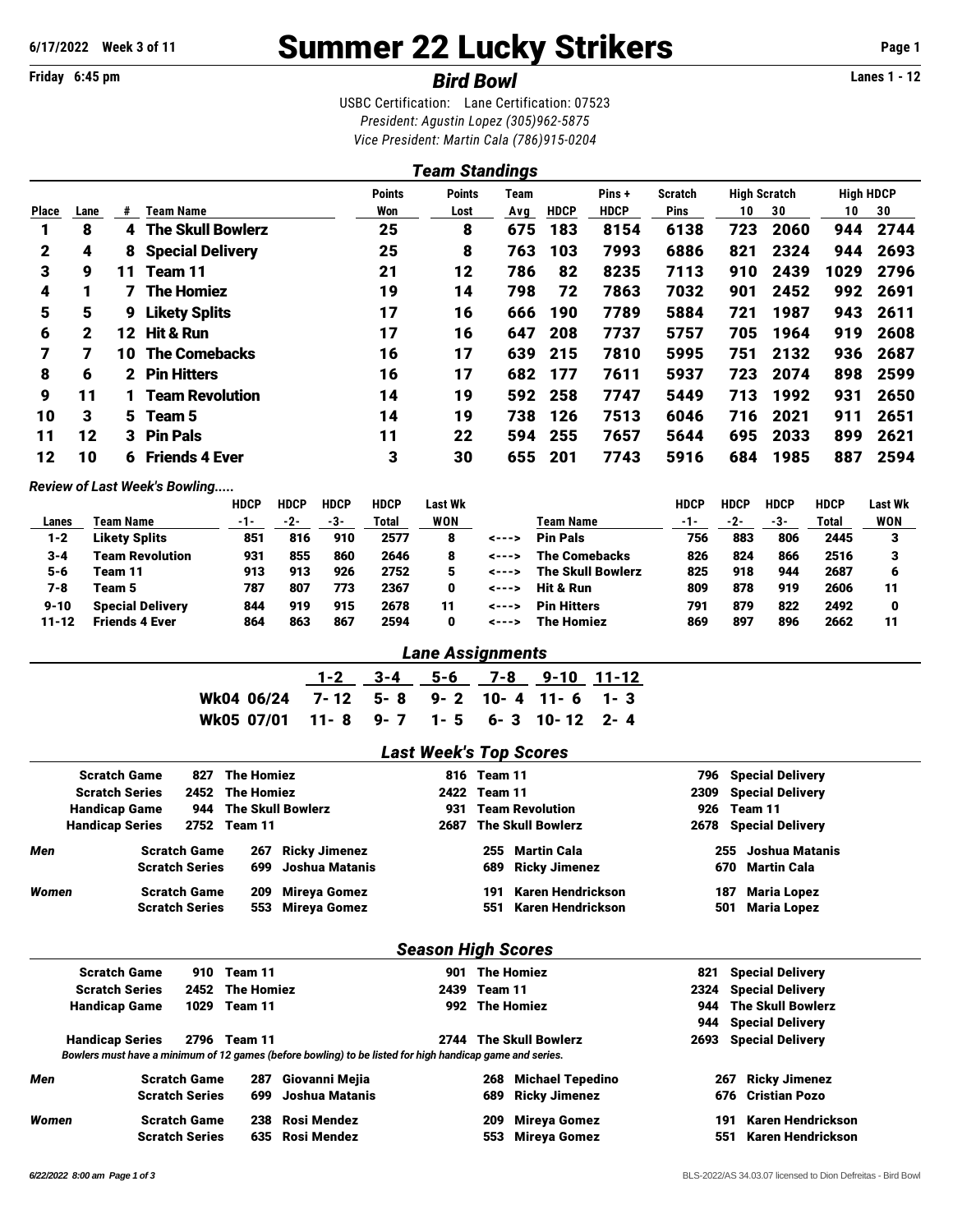6/17/2022 Week 3 of 11

# Summer 22 Lucky Strikers

Friday 6:45 pm

## *Bird Bowl*

Lanes 1 - 12

USBC Certification: Lane Certification: 07523

*President: Agustin Lopez (305)962-5875*

*Vice President: Martin Cala (786)915-0204*

### *Team Standings*

| Place | Lane | # | Team Name | Points Won | Points Lost | Team Avg | HDCP | Pins + HDCP | Scratch Pins | High Scratch 10 | High Scratch 30 | High HDCP 10 | High HDCP 30 |
|---|---|---|---|---|---|---|---|---|---|---|---|---|---|
| 1 | 8 | 4 | The Skull Bowlerz | 25 | 8 | 675 | 183 | 8154 | 6138 | 723 | 2060 | 944 | 2744 |
| 2 | 4 | 8 | Special Delivery | 25 | 8 | 763 | 103 | 7993 | 6886 | 821 | 2324 | 944 | 2693 |
| 3 | 9 | 11 | Team 11 | 21 | 12 | 786 | 82 | 8235 | 7113 | 910 | 2439 | 1029 | 2796 |
| 4 | 1 | 7 | The Homiez | 19 | 14 | 798 | 72 | 7863 | 7032 | 901 | 2452 | 992 | 2691 |
| 5 | 5 | 9 | Likety Splits | 17 | 16 | 666 | 190 | 7789 | 5884 | 721 | 1987 | 943 | 2611 |
| 6 | 2 | 12 | Hit & Run | 17 | 16 | 647 | 208 | 7737 | 5757 | 705 | 1964 | 919 | 2608 |
| 7 | 7 | 10 | The Comebacks | 16 | 17 | 639 | 215 | 7810 | 5995 | 751 | 2132 | 936 | 2687 |
| 8 | 6 | 2 | Pin Hitters | 16 | 17 | 682 | 177 | 7611 | 5937 | 723 | 2074 | 898 | 2599 |
| 9 | 11 | 1 | Team Revolution | 14 | 19 | 592 | 258 | 7747 | 5449 | 713 | 1992 | 931 | 2650 |
| 10 | 3 | 5 | Team 5 | 14 | 19 | 738 | 126 | 7513 | 6046 | 716 | 2021 | 911 | 2651 |
| 11 | 12 | 3 | Pin Pals | 11 | 22 | 594 | 255 | 7657 | 5644 | 695 | 2033 | 899 | 2621 |
| 12 | 10 | 6 | Friends 4 Ever | 3 | 30 | 655 | 201 | 7743 | 5916 | 684 | 1985 | 887 | 2594 |

*Review of Last Week's Bowling.....*

| Lanes | Team Name | HDCP -1- | HDCP -2- | HDCP -3- | HDCP Total | Last Wk WON | | Team Name | HDCP -1- | HDCP -2- | HDCP -3- | HDCP Total | Last Wk WON |
|---|---|---|---|---|---|---|---|---|---|---|---|---|---|
| 1-2 | Likety Splits | 851 | 816 | 910 | 2577 | 8 | <---> | Pin Pals | 756 | 883 | 806 | 2445 | 3 |
| 3-4 | Team Revolution | 931 | 855 | 860 | 2646 | 8 | <---> | The Comebacks | 826 | 824 | 866 | 2516 | 3 |
| 5-6 | Team 11 | 913 | 913 | 926 | 2752 | 5 | <---> | The Skull Bowlerz | 825 | 918 | 944 | 2687 | 6 |
| 7-8 | Team 5 | 787 | 807 | 773 | 2367 | 0 | <---> | Hit & Run | 809 | 878 | 919 | 2606 | 11 |
| 9-10 | Special Delivery | 844 | 919 | 915 | 2678 | 11 | <---> | Pin Hitters | 791 | 879 | 822 | 2492 | 0 |
| 11-12 | Friends 4 Ever | 864 | 863 | 867 | 2594 | 0 | <---> | The Homiez | 869 | 897 | 896 | 2662 | 11 |

### *Lane Assignments*

| | 1-2 | 3-4 | 5-6 | 7-8 | 9-10 | 11-12 |
|---|---|---|---|---|---|---|
| Wk04 06/24 | 7-12 | 5-8 | 9-2 | 10-4 | 11-6 | 1-3 |
| Wk05 07/01 | 11-8 | 9-7 | 1-5 | 6-3 | 10-12 | 2-4 |

### *Last Week's Top Scores*

| | | | | | | |
|---|---|---|---|---|---|---|
| Scratch Game | 827 | The Homiez | 816 | Team 11 | 796 | Special Delivery |
| Scratch Series | 2452 | The Homiez | 2422 | Team 11 | 2309 | Special Delivery |
| Handicap Game | 944 | The Skull Bowlerz | 931 | Team Revolution | 926 | Team 11 |
| Handicap Series | 2752 | Team 11 | 2687 | The Skull Bowlerz | 2678 | Special Delivery |

| | | | | | | | |
|---|---|---|---|---|---|---|---|
| *Men* | Scratch Game | 267 | Ricky Jimenez | 255 | Martin Cala | 255 | Joshua Matanis |
| | Scratch Series | 699 | Joshua Matanis | 689 | Ricky Jimenez | 670 | Martin Cala |
| *Women* | Scratch Game | 209 | Mireya Gomez | 191 | Karen Hendrickson | 187 | Maria Lopez |
| | Scratch Series | 553 | Mireya Gomez | 551 | Karen Hendrickson | 501 | Maria Lopez |

### *Season High Scores*

| | | | | | | |
|---|---|---|---|---|---|---|
| Scratch Game | 910 | Team 11 | 901 | The Homiez | 821 | Special Delivery |
| Scratch Series | 2452 | The Homiez | 2439 | Team 11 | 2324 | Special Delivery |
| Handicap Game | 1029 | Team 11 | 992 | The Homiez | 944 | The Skull Bowlerz |
| | | | | | 944 | Special Delivery |
| Handicap Series | 2796 | Team 11 | 2744 | The Skull Bowlerz | 2693 | Special Delivery |

*Bowlers must have a minimum of 12 games (before bowling) to be listed for high handicap game and series.*

| | | | | | | | |
|---|---|---|---|---|---|---|---|
| *Men* | Scratch Game | 287 | Giovanni Mejia | 268 | Michael Tepedino | 267 | Ricky Jimenez |
| | Scratch Series | 699 | Joshua Matanis | 689 | Ricky Jimenez | 676 | Cristian Pozo |
| *Women* | Scratch Game | 238 | Rosi Mendez | 209 | Mireya Gomez | 191 | Karen Hendrickson |
| | Scratch Series | 635 | Rosi Mendez | 553 | Mireya Gomez | 551 | Karen Hendrickson |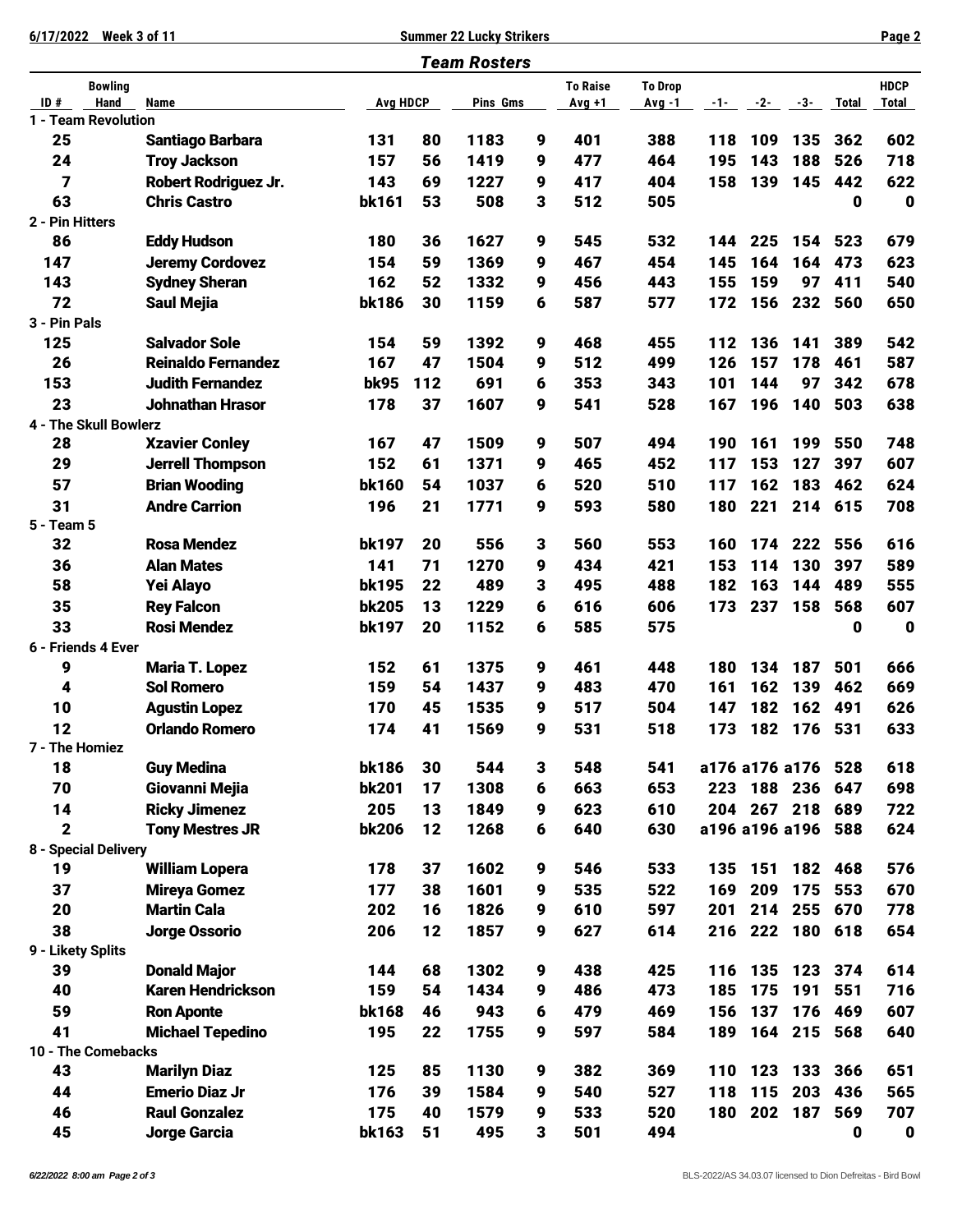## Team Rosters

| ID # | Bowling Hand | Name | Avg | HDCP | Pins | Gms | To Raise Avg +1 | To Drop Avg -1 | -1- | -2- | -3- | Total | HDCP Total |
|---|---|---|---|---|---|---|---|---|---|---|---|---|---|
| **1 - Team Revolution** | | | | | | | | | | | | | |
| 25 | | Santiago Barbara | 131 | 80 | 1183 | 9 | 401 | 388 | 118 | 109 | 135 | 362 | 602 |
| 24 | | Troy Jackson | 157 | 56 | 1419 | 9 | 477 | 464 | 195 | 143 | 188 | 526 | 718 |
| 7 | | Robert Rodriguez Jr. | 143 | 69 | 1227 | 9 | 417 | 404 | 158 | 139 | 145 | 442 | 622 |
| 63 | | Chris Castro | bk161 | 53 | 508 | 3 | 512 | 505 | | | | 0 | 0 |
| **2 - Pin Hitters** | | | | | | | | | | | | | |
| 86 | | Eddy Hudson | 180 | 36 | 1627 | 9 | 545 | 532 | 144 | 225 | 154 | 523 | 679 |
| 147 | | Jeremy Cordovez | 154 | 59 | 1369 | 9 | 467 | 454 | 145 | 164 | 164 | 473 | 623 |
| 143 | | Sydney Sheran | 162 | 52 | 1332 | 9 | 456 | 443 | 155 | 159 | 97 | 411 | 540 |
| 72 | | Saul Mejia | bk186 | 30 | 1159 | 6 | 587 | 577 | 172 | 156 | 232 | 560 | 650 |
| **3 - Pin Pals** | | | | | | | | | | | | | |
| 125 | | Salvador Sole | 154 | 59 | 1392 | 9 | 468 | 455 | 112 | 136 | 141 | 389 | 542 |
| 26 | | Reinaldo Fernandez | 167 | 47 | 1504 | 9 | 512 | 499 | 126 | 157 | 178 | 461 | 587 |
| 153 | | Judith Fernandez | bk95 | 112 | 691 | 6 | 353 | 343 | 101 | 144 | 97 | 342 | 678 |
| 23 | | Johnathan Hrasor | 178 | 37 | 1607 | 9 | 541 | 528 | 167 | 196 | 140 | 503 | 638 |
| **4 - The Skull Bowlerz** | | | | | | | | | | | | | |
| 28 | | Xzavier Conley | 167 | 47 | 1509 | 9 | 507 | 494 | 190 | 161 | 199 | 550 | 748 |
| 29 | | Jerrell Thompson | 152 | 61 | 1371 | 9 | 465 | 452 | 117 | 153 | 127 | 397 | 607 |
| 57 | | Brian Wooding | bk160 | 54 | 1037 | 6 | 520 | 510 | 117 | 162 | 183 | 462 | 624 |
| 31 | | Andre Carrion | 196 | 21 | 1771 | 9 | 593 | 580 | 180 | 221 | 214 | 615 | 708 |
| **5 - Team 5** | | | | | | | | | | | | | |
| 32 | | Rosa Mendez | bk197 | 20 | 556 | 3 | 560 | 553 | 160 | 174 | 222 | 556 | 616 |
| 36 | | Alan Mates | 141 | 71 | 1270 | 9 | 434 | 421 | 153 | 114 | 130 | 397 | 589 |
| 58 | | Yei Alayo | bk195 | 22 | 489 | 3 | 495 | 488 | 182 | 163 | 144 | 489 | 555 |
| 35 | | Rey Falcon | bk205 | 13 | 1229 | 6 | 616 | 606 | 173 | 237 | 158 | 568 | 607 |
| 33 | | Rosi Mendez | bk197 | 20 | 1152 | 6 | 585 | 575 | | | | 0 | 0 |
| **6 - Friends 4 Ever** | | | | | | | | | | | | | |
| 9 | | Maria T. Lopez | 152 | 61 | 1375 | 9 | 461 | 448 | 180 | 134 | 187 | 501 | 666 |
| 4 | | Sol Romero | 159 | 54 | 1437 | 9 | 483 | 470 | 161 | 162 | 139 | 462 | 669 |
| 10 | | Agustin Lopez | 170 | 45 | 1535 | 9 | 517 | 504 | 147 | 182 | 162 | 491 | 626 |
| 12 | | Orlando Romero | 174 | 41 | 1569 | 9 | 531 | 518 | 173 | 182 | 176 | 531 | 633 |
| **7 - The Homiez** | | | | | | | | | | | | | |
| 18 | | Guy Medina | bk186 | 30 | 544 | 3 | 548 | 541 | a176 | a176 | a176 | 528 | 618 |
| 70 | | Giovanni Mejia | bk201 | 17 | 1308 | 6 | 663 | 653 | 223 | 188 | 236 | 647 | 698 |
| 14 | | Ricky Jimenez | 205 | 13 | 1849 | 9 | 623 | 610 | 204 | 267 | 218 | 689 | 722 |
| 2 | | Tony Mestres JR | bk206 | 12 | 1268 | 6 | 640 | 630 | a196 | a196 | a196 | 588 | 624 |
| **8 - Special Delivery** | | | | | | | | | | | | | |
| 19 | | William Lopera | 178 | 37 | 1602 | 9 | 546 | 533 | 135 | 151 | 182 | 468 | 576 |
| 37 | | Mireya Gomez | 177 | 38 | 1601 | 9 | 535 | 522 | 169 | 209 | 175 | 553 | 670 |
| 20 | | Martin Cala | 202 | 16 | 1826 | 9 | 610 | 597 | 201 | 214 | 255 | 670 | 778 |
| 38 | | Jorge Ossorio | 206 | 12 | 1857 | 9 | 627 | 614 | 216 | 222 | 180 | 618 | 654 |
| **9 - Likety Splits** | | | | | | | | | | | | | |
| 39 | | Donald Major | 144 | 68 | 1302 | 9 | 438 | 425 | 116 | 135 | 123 | 374 | 614 |
| 40 | | Karen Hendrickson | 159 | 54 | 1434 | 9 | 486 | 473 | 185 | 175 | 191 | 551 | 716 |
| 59 | | Ron Aponte | bk168 | 46 | 943 | 6 | 479 | 469 | 156 | 137 | 176 | 469 | 607 |
| 41 | | Michael Tepedino | 195 | 22 | 1755 | 9 | 597 | 584 | 189 | 164 | 215 | 568 | 640 |
| **10 - The Comebacks** | | | | | | | | | | | | | |
| 43 | | Marilyn Diaz | 125 | 85 | 1130 | 9 | 382 | 369 | 110 | 123 | 133 | 366 | 651 |
| 44 | | Emerio Diaz Jr | 176 | 39 | 1584 | 9 | 540 | 527 | 118 | 115 | 203 | 436 | 565 |
| 46 | | Raul Gonzalez | 175 | 40 | 1579 | 9 | 533 | 520 | 180 | 202 | 187 | 569 | 707 |
| 45 | | Jorge Garcia | bk163 | 51 | 495 | 3 | 501 | 494 | | | | 0 | 0 |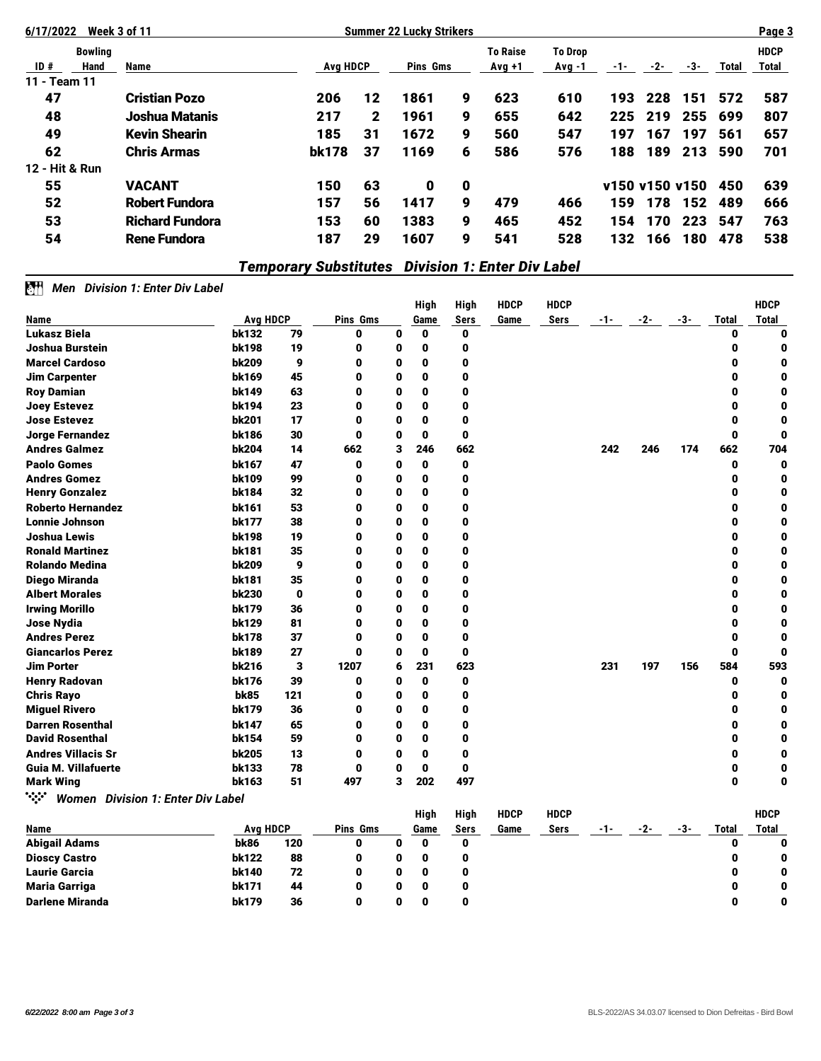| ID # | Bowling Hand | Name | Avg | HDCP | Pins | Gms | To Raise Avg +1 | To Drop Avg -1 | -1- | -2- | -3- | Total | HDCP Total |
|---|---|---|---|---|---|---|---|---|---|---|---|---|---|
| **11 - Team 11** | | | | | | | | | | | | | |
| 47 | | Cristian Pozo | 206 | 12 | 1861 | 9 | 623 | 610 | 193 | 228 | 151 | 572 | 587 |
| 48 | | Joshua Matanis | 217 | 2 | 1961 | 9 | 655 | 642 | 225 | 219 | 255 | 699 | 807 |
| 49 | | Kevin Shearin | 185 | 31 | 1672 | 9 | 560 | 547 | 197 | 167 | 197 | 561 | 657 |
| 62 | | Chris Armas | bk178 | 37 | 1169 | 6 | 586 | 576 | 188 | 189 | 213 | 590 | 701 |
| **12 - Hit & Run** | | | | | | | | | | | | | |
| 55 | | VACANT | 150 | 63 | 0 | 0 | | | v150 | v150 | v150 | 450 | 639 |
| 52 | | Robert Fundora | 157 | 56 | 1417 | 9 | 479 | 466 | 159 | 178 | 152 | 489 | 666 |
| 53 | | Richard Fundora | 153 | 60 | 1383 | 9 | 465 | 452 | 154 | 170 | 223 | 547 | 763 |
| 54 | | Rene Fundora | 187 | 29 | 1607 | 9 | 541 | 528 | 132 | 166 | 180 | 478 | 538 |

## *Temporary Substitutes Division 1: Enter Div Label*

### *Men Division 1: Enter Div Label*

| Name | Avg | HDCP | Pins | Gms | High Game | High Sers | HDCP Game | HDCP Sers | -1- | -2- | -3- | Total | HDCP Total |
|---|---|---|---|---|---|---|---|---|---|---|---|---|---|
| Lukasz Biela | bk132 | 79 | 0 | 0 | 0 | 0 | | | | | | 0 | 0 |
| Joshua Burstein | bk198 | 19 | 0 | 0 | 0 | 0 | | | | | | 0 | 0 |
| Marcel Cardoso | bk209 | 9 | 0 | 0 | 0 | 0 | | | | | | 0 | 0 |
| Jim Carpenter | bk169 | 45 | 0 | 0 | 0 | 0 | | | | | | 0 | 0 |
| Roy Damian | bk149 | 63 | 0 | 0 | 0 | 0 | | | | | | 0 | 0 |
| Joey Estevez | bk194 | 23 | 0 | 0 | 0 | 0 | | | | | | 0 | 0 |
| Jose Estevez | bk201 | 17 | 0 | 0 | 0 | 0 | | | | | | 0 | 0 |
| Jorge Fernandez | bk186 | 30 | 0 | 0 | 0 | 0 | | | | | | 0 | 0 |
| Andres Galmez | bk204 | 14 | 662 | 3 | 246 | 662 | | | 242 | 246 | 174 | 662 | 704 |
| Paolo Gomes | bk167 | 47 | 0 | 0 | 0 | 0 | | | | | | 0 | 0 |
| Andres Gomez | bk109 | 99 | 0 | 0 | 0 | 0 | | | | | | 0 | 0 |
| Henry Gonzalez | bk184 | 32 | 0 | 0 | 0 | 0 | | | | | | 0 | 0 |
| Roberto Hernandez | bk161 | 53 | 0 | 0 | 0 | 0 | | | | | | 0 | 0 |
| Lonnie Johnson | bk177 | 38 | 0 | 0 | 0 | 0 | | | | | | 0 | 0 |
| Joshua Lewis | bk198 | 19 | 0 | 0 | 0 | 0 | | | | | | 0 | 0 |
| Ronald Martinez | bk181 | 35 | 0 | 0 | 0 | 0 | | | | | | 0 | 0 |
| Rolando Medina | bk209 | 9 | 0 | 0 | 0 | 0 | | | | | | 0 | 0 |
| Diego Miranda | bk181 | 35 | 0 | 0 | 0 | 0 | | | | | | 0 | 0 |
| Albert Morales | bk230 | 0 | 0 | 0 | 0 | 0 | | | | | | 0 | 0 |
| Irwing Morillo | bk179 | 36 | 0 | 0 | 0 | 0 | | | | | | 0 | 0 |
| Jose Nydia | bk129 | 81 | 0 | 0 | 0 | 0 | | | | | | 0 | 0 |
| Andres Perez | bk178 | 37 | 0 | 0 | 0 | 0 | | | | | | 0 | 0 |
| Giancarlos Perez | bk189 | 27 | 0 | 0 | 0 | 0 | | | | | | 0 | 0 |
| Jim Porter | bk216 | 3 | 1207 | 6 | 231 | 623 | | | 231 | 197 | 156 | 584 | 593 |
| Henry Radovan | bk176 | 39 | 0 | 0 | 0 | 0 | | | | | | 0 | 0 |
| Chris Rayo | bk85 | 121 | 0 | 0 | 0 | 0 | | | | | | 0 | 0 |
| Miguel Rivero | bk179 | 36 | 0 | 0 | 0 | 0 | | | | | | 0 | 0 |
| Darren Rosenthal | bk147 | 65 | 0 | 0 | 0 | 0 | | | | | | 0 | 0 |
| David Rosenthal | bk154 | 59 | 0 | 0 | 0 | 0 | | | | | | 0 | 0 |
| Andres Villacis Sr | bk205 | 13 | 0 | 0 | 0 | 0 | | | | | | 0 | 0 |
| Guia M. Villafuerte | bk133 | 78 | 0 | 0 | 0 | 0 | | | | | | 0 | 0 |
| Mark Wing | bk163 | 51 | 497 | 3 | 202 | 497 | | | | | | 0 | 0 |

### *Women Division 1: Enter Div Label*

| Name | Avg | HDCP | Pins | Gms | High Game | High Sers | HDCP Game | HDCP Sers | -1- | -2- | -3- | Total | HDCP Total |
|---|---|---|---|---|---|---|---|---|---|---|---|---|---|
| Abigail Adams | bk86 | 120 | 0 | 0 | 0 | 0 | | | | | | 0 | 0 |
| Dioscy Castro | bk122 | 88 | 0 | 0 | 0 | 0 | | | | | | 0 | 0 |
| Laurie Garcia | bk140 | 72 | 0 | 0 | 0 | 0 | | | | | | 0 | 0 |
| Maria Garriga | bk171 | 44 | 0 | 0 | 0 | 0 | | | | | | 0 | 0 |
| Darlene Miranda | bk179 | 36 | 0 | 0 | 0 | 0 | | | | | | 0 | 0 |